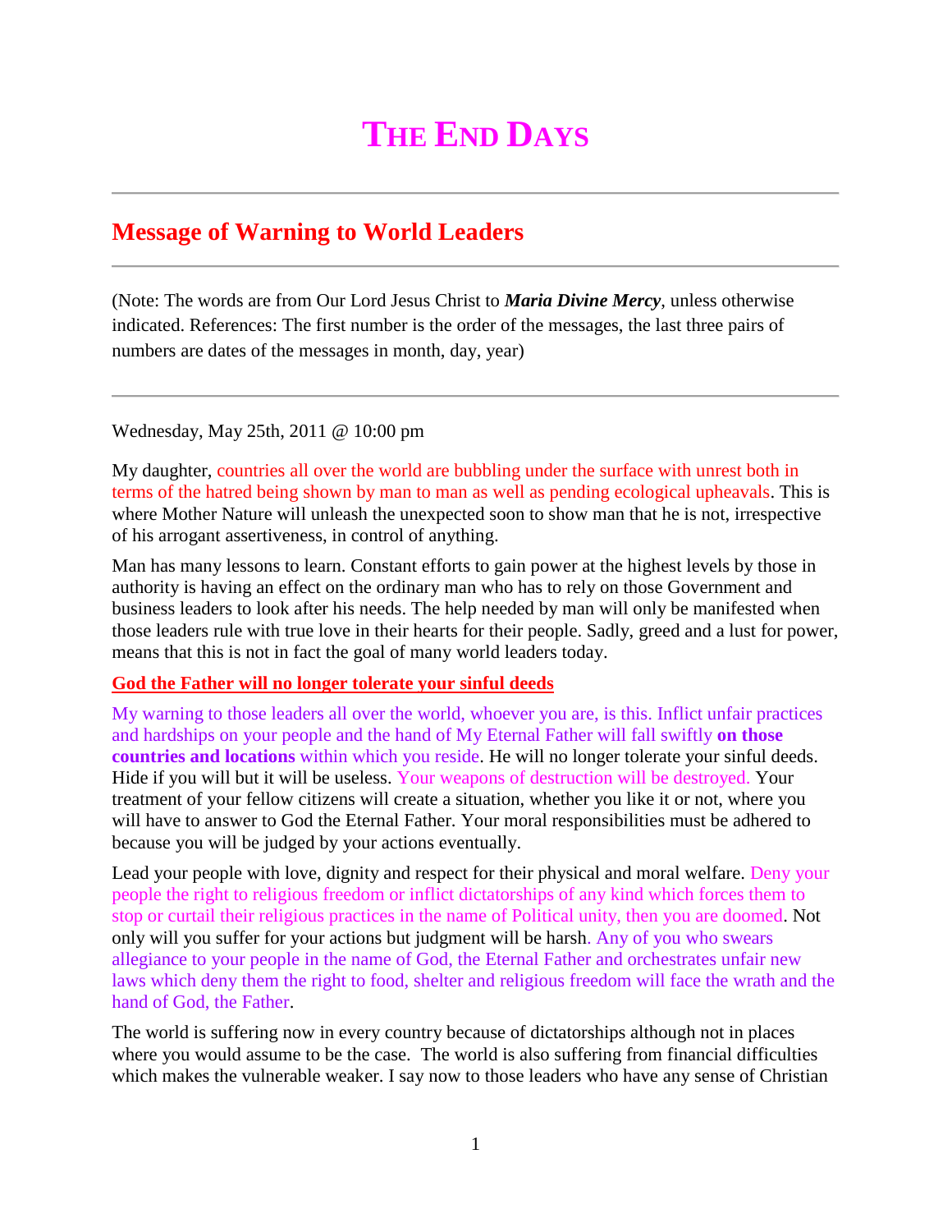# THE END DAYS

## Message of Warning to World Leaders

(Note: The words are from Our Lord Jesus Christ to ***Maria Divine Mercy***, unless otherwise indicated. References: The first number is the order of the messages, the last three pairs of numbers are dates of the messages in month, day, year)

Wednesday, May 25th, 2011 @ 10:00 pm

My daughter, countries all over the world are bubbling under the surface with unrest both in terms of the hatred being shown by man to man as well as pending ecological upheavals. This is where Mother Nature will unleash the unexpected soon to show man that he is not, irrespective of his arrogant assertiveness, in control of anything.

Man has many lessons to learn. Constant efforts to gain power at the highest levels by those in authority is having an effect on the ordinary man who has to rely on those Government and business leaders to look after his needs. The help needed by man will only be manifested when those leaders rule with true love in their hearts for their people. Sadly, greed and a lust for power, means that this is not in fact the goal of many world leaders today.

**God the Father will no longer tolerate your sinful deeds**

My warning to those leaders all over the world, whoever you are, is this. Inflict unfair practices and hardships on your people and the hand of My Eternal Father will fall swiftly **on those countries and locations** within which you reside. He will no longer tolerate your sinful deeds. Hide if you will but it will be useless. Your weapons of destruction will be destroyed. Your treatment of your fellow citizens will create a situation, whether you like it or not, where you will have to answer to God the Eternal Father. Your moral responsibilities must be adhered to because you will be judged by your actions eventually.

Lead your people with love, dignity and respect for their physical and moral welfare. Deny your people the right to religious freedom or inflict dictatorships of any kind which forces them to stop or curtail their religious practices in the name of Political unity, then you are doomed. Not only will you suffer for your actions but judgment will be harsh. Any of you who swears allegiance to your people in the name of God, the Eternal Father and orchestrates unfair new laws which deny them the right to food, shelter and religious freedom will face the wrath and the hand of God, the Father.

The world is suffering now in every country because of dictatorships although not in places where you would assume to be the case. The world is also suffering from financial difficulties which makes the vulnerable weaker. I say now to those leaders who have any sense of Christian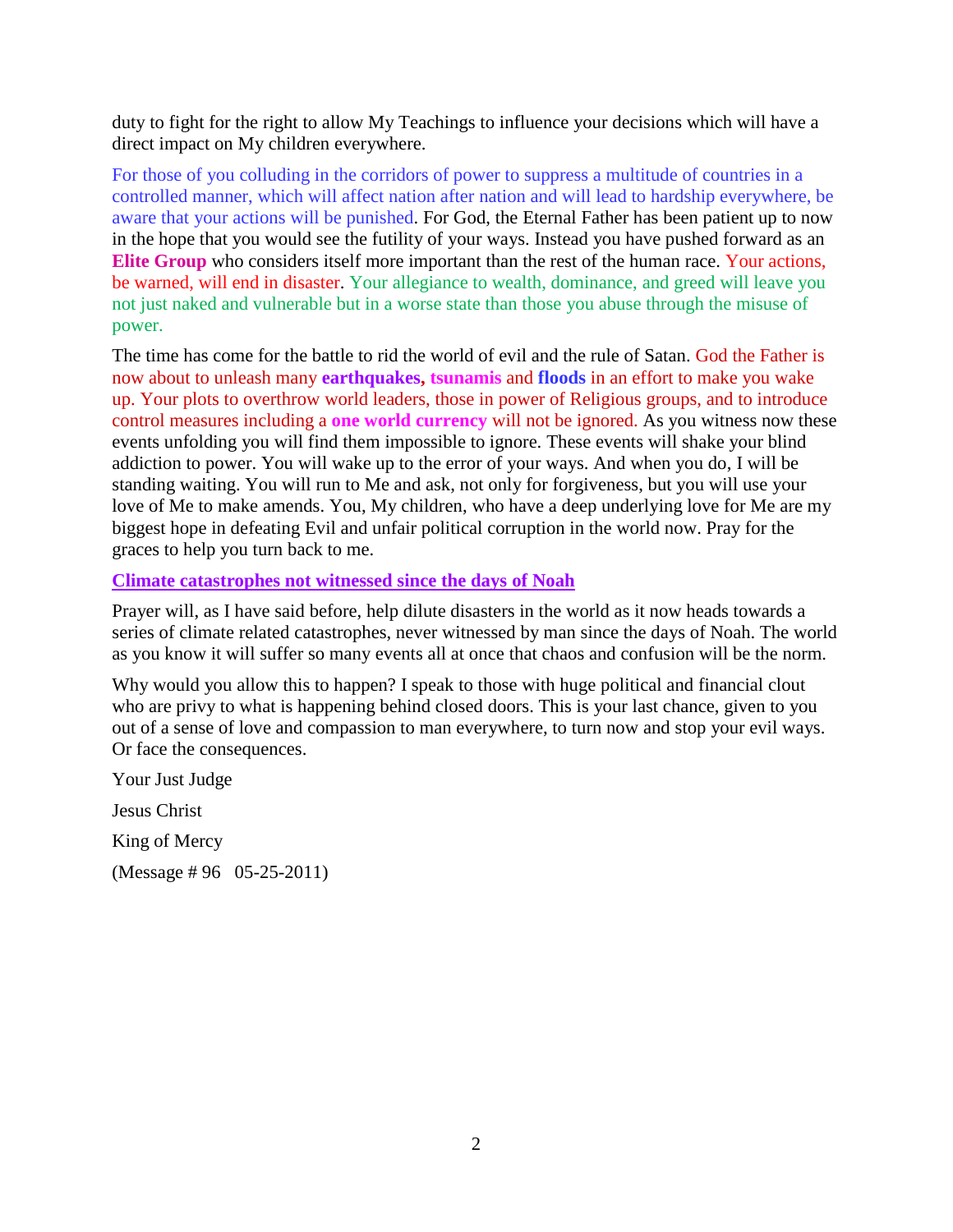duty to fight for the right to allow My Teachings to influence your decisions which will have a direct impact on My children everywhere.

For those of you colluding in the corridors of power to suppress a multitude of countries in a controlled manner, which will affect nation after nation and will lead to hardship everywhere, be aware that your actions will be punished. For God, the Eternal Father has been patient up to now in the hope that you would see the futility of your ways. Instead you have pushed forward as an **Elite Group** who considers itself more important than the rest of the human race. Your actions, be warned, will end in disaster. Your allegiance to wealth, dominance, and greed will leave you not just naked and vulnerable but in a worse state than those you abuse through the misuse of power.

The time has come for the battle to rid the world of evil and the rule of Satan. God the Father is now about to unleash many **earthquakes, tsunamis** and **floods** in an effort to make you wake up. Your plots to overthrow world leaders, those in power of Religious groups, and to introduce control measures including a **one world currency** will not be ignored. As you witness now these events unfolding you will find them impossible to ignore. These events will shake your blind addiction to power. You will wake up to the error of your ways. And when you do, I will be standing waiting. You will run to Me and ask, not only for forgiveness, but you will use your love of Me to make amends. You, My children, who have a deep underlying love for Me are my biggest hope in defeating Evil and unfair political corruption in the world now. Pray for the graces to help you turn back to me.

**Climate catastrophes not witnessed since the days of Noah**

Prayer will, as I have said before, help dilute disasters in the world as it now heads towards a series of climate related catastrophes, never witnessed by man since the days of Noah. The world as you know it will suffer so many events all at once that chaos and confusion will be the norm.

Why would you allow this to happen? I speak to those with huge political and financial clout who are privy to what is happening behind closed doors. This is your last chance, given to you out of a sense of love and compassion to man everywhere, to turn now and stop your evil ways. Or face the consequences.

Your Just Judge

Jesus Christ

King of Mercy

(Message # 96 05-25-2011)